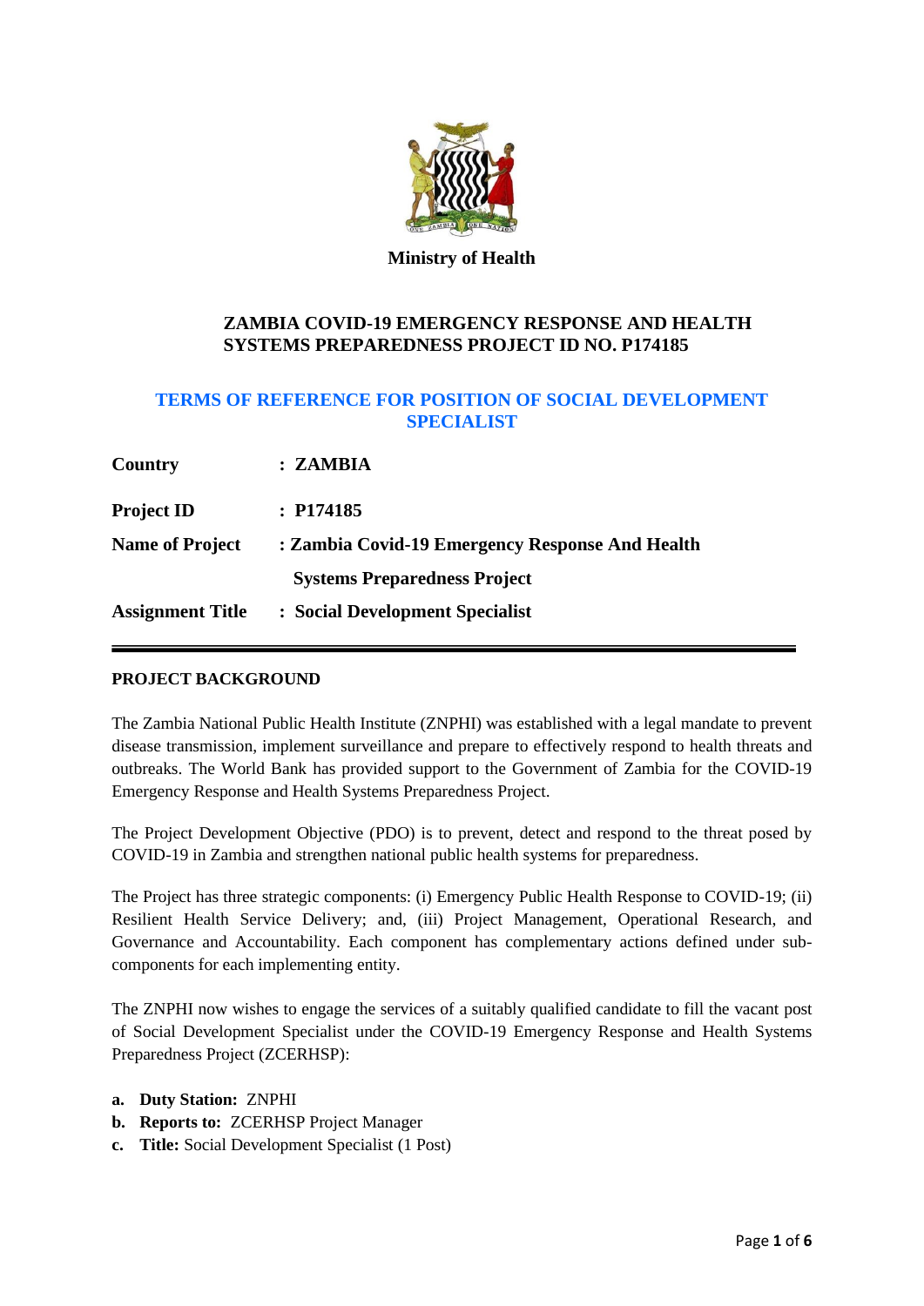**Ministry of Health**

## ZAMBIA COVID-19 EMERGENCY RESPONSE AND HEALTH SYSTEMS PREPAREDNESS PROJECT ID NO. P174185

## TERMS OF REFERENCE FOR POSITION OF SOCIAL DEVELOPMENT SPECIALIST

| | |
|---|---|
| **Country** | **: ZAMBIA** |
| **Project ID** | **: P174185** |
| **Name of Project** | **: Zambia Covid-19 Emergency Response And Health Systems Preparedness Project** |
| **Assignment Title** | **: Social Development Specialist** |

---

### PROJECT BACKGROUND

The Zambia National Public Health Institute (ZNPHI) was established with a legal mandate to prevent disease transmission, implement surveillance and prepare to effectively respond to health threats and outbreaks. The World Bank has provided support to the Government of Zambia for the COVID-19 Emergency Response and Health Systems Preparedness Project.

The Project Development Objective (PDO) is to prevent, detect and respond to the threat posed by COVID-19 in Zambia and strengthen national public health systems for preparedness.

The Project has three strategic components: (i) Emergency Public Health Response to COVID-19; (ii) Resilient Health Service Delivery; and, (iii) Project Management, Operational Research, and Governance and Accountability. Each component has complementary actions defined under sub-components for each implementing entity.

The ZNPHI now wishes to engage the services of a suitably qualified candidate to fill the vacant post of Social Development Specialist under the COVID-19 Emergency Response and Health Systems Preparedness Project (ZCERHSP):

a. **Duty Station:** ZNPHI
b. **Reports to:** ZCERHSP Project Manager
c. **Title:** Social Development Specialist (1 Post)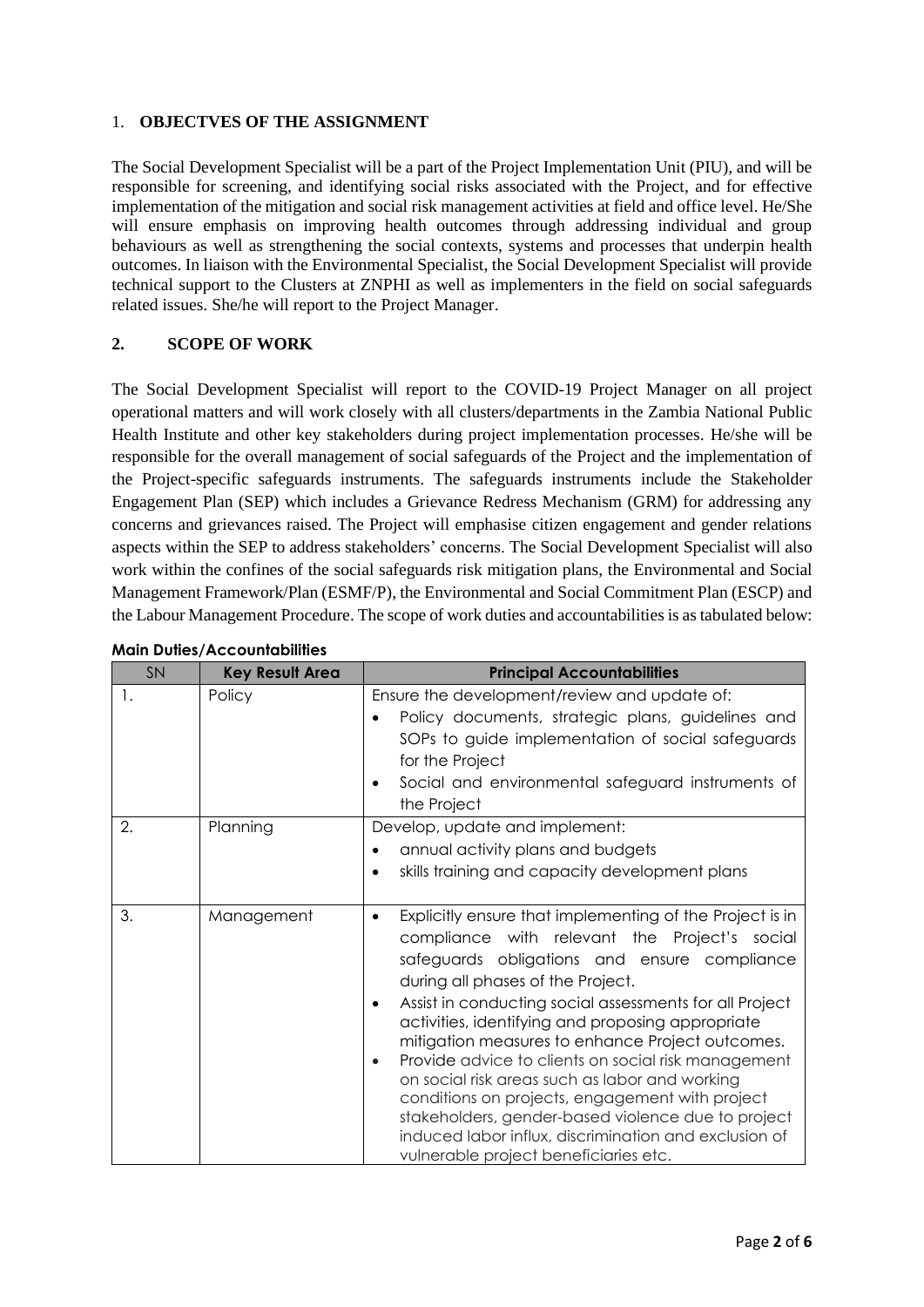## 1. OBJECTVES OF THE ASSIGNMENT

The Social Development Specialist will be a part of the Project Implementation Unit (PIU), and will be responsible for screening, and identifying social risks associated with the Project, and for effective implementation of the mitigation and social risk management activities at field and office level. He/She will ensure emphasis on improving health outcomes through addressing individual and group behaviours as well as strengthening the social contexts, systems and processes that underpin health outcomes. In liaison with the Environmental Specialist, the Social Development Specialist will provide technical support to the Clusters at ZNPHI as well as implementers in the field on social safeguards related issues. She/he will report to the Project Manager.

## 2. SCOPE OF WORK

The Social Development Specialist will report to the COVID-19 Project Manager on all project operational matters and will work closely with all clusters/departments in the Zambia National Public Health Institute and other key stakeholders during project implementation processes. He/she will be responsible for the overall management of social safeguards of the Project and the implementation of the Project-specific safeguards instruments. The safeguards instruments include the Stakeholder Engagement Plan (SEP) which includes a Grievance Redress Mechanism (GRM) for addressing any concerns and grievances raised. The Project will emphasise citizen engagement and gender relations aspects within the SEP to address stakeholders' concerns. The Social Development Specialist will also work within the confines of the social safeguards risk mitigation plans, the Environmental and Social Management Framework/Plan (ESMF/P), the Environmental and Social Commitment Plan (ESCP) and the Labour Management Procedure. The scope of work duties and accountabilities is as tabulated below:

**Main Duties/Accountabilities**

| SN | Key Result Area | Principal Accountabilities |
|---|---|---|
| 1. | Policy | Ensure the development/review and update of:<br>• Policy documents, strategic plans, guidelines and SOPs to guide implementation of social safeguards for the Project<br>• Social and environmental safeguard instruments of the Project |
| 2. | Planning | Develop, update and implement:<br>• annual activity plans and budgets<br>• skills training and capacity development plans |
| 3. | Management | • Explicitly ensure that implementing of the Project is in compliance with relevant the Project's social safeguards obligations and ensure compliance during all phases of the Project.<br>• Assist in conducting social assessments for all Project activities, identifying and proposing appropriate mitigation measures to enhance Project outcomes.<br>• Provide advice to clients on social risk management on social risk areas such as labor and working conditions on projects, engagement with project stakeholders, gender-based violence due to project induced labor influx, discrimination and exclusion of vulnerable project beneficiaries etc. |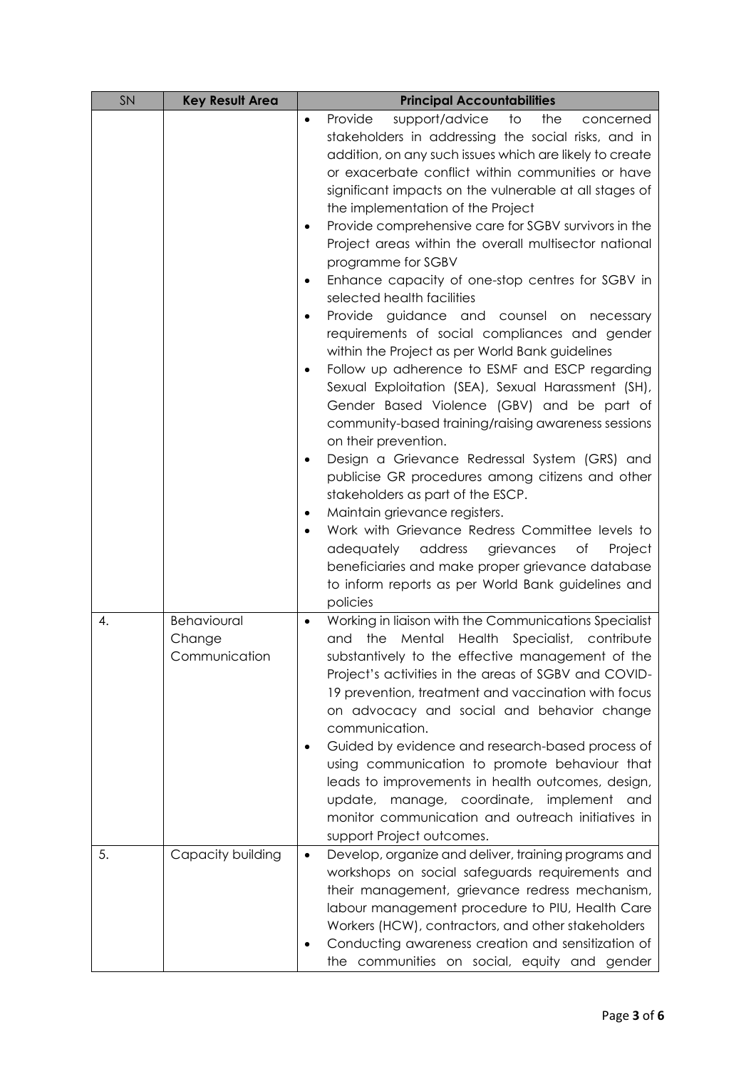| SN | Key Result Area | Principal Accountabilities |
|---|---|---|
| | | • Provide support/advice to the concerned stakeholders in addressing the social risks, and in addition, on any such issues which are likely to create or exacerbate conflict within communities or have significant impacts on the vulnerable at all stages of the implementation of the Project<br>• Provide comprehensive care for SGBV survivors in the Project areas within the overall multisector national programme for SGBV<br>• Enhance capacity of one-stop centres for SGBV in selected health facilities<br>• Provide guidance and counsel on necessary requirements of social compliances and gender within the Project as per World Bank guidelines<br>• Follow up adherence to ESMF and ESCP regarding Sexual Exploitation (SEA), Sexual Harassment (SH), Gender Based Violence (GBV) and be part of community-based training/raising awareness sessions on their prevention.<br>• Design a Grievance Redressal System (GRS) and publicise GR procedures among citizens and other stakeholders as part of the ESCP.<br>• Maintain grievance registers.<br>• Work with Grievance Redress Committee levels to adequately address grievances of Project beneficiaries and make proper grievance database to inform reports as per World Bank guidelines and policies |
| 4. | Behavioural Change Communication | • Working in liaison with the Communications Specialist and the Mental Health Specialist, contribute substantively to the effective management of the Project's activities in the areas of SGBV and COVID-19 prevention, treatment and vaccination with focus on advocacy and social and behavior change communication.<br>• Guided by evidence and research-based process of using communication to promote behaviour that leads to improvements in health outcomes, design, update, manage, coordinate, implement and monitor communication and outreach initiatives in support Project outcomes. |
| 5. | Capacity building | • Develop, organize and deliver, training programs and workshops on social safeguards requirements and their management, grievance redress mechanism, labour management procedure to PIU, Health Care Workers (HCW), contractors, and other stakeholders<br>• Conducting awareness creation and sensitization of the communities on social, equity and gender |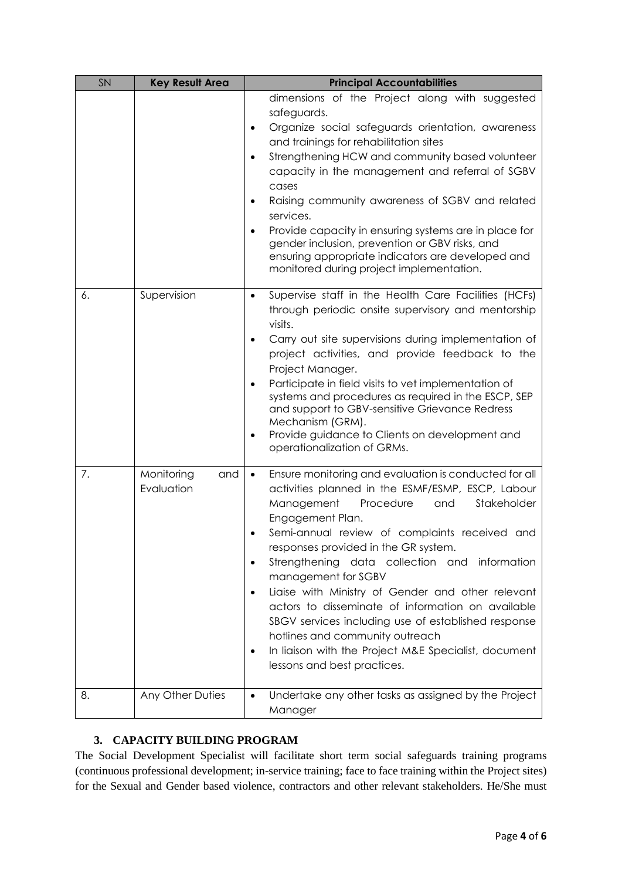| SN | Key Result Area | Principal Accountabilities |
| --- | --- | --- |
| | | dimensions of the Project along with suggested safeguards.<br>• Organize social safeguards orientation, awareness and trainings for rehabilitation sites<br>• Strengthening HCW and community based volunteer capacity in the management and referral of SGBV cases<br>• Raising community awareness of SGBV and related services.<br>• Provide capacity in ensuring systems are in place for gender inclusion, prevention or GBV risks, and ensuring appropriate indicators are developed and monitored during project implementation. |
| 6. | Supervision | • Supervise staff in the Health Care Facilities (HCFs) through periodic onsite supervisory and mentorship visits.<br>• Carry out site supervisions during implementation of project activities, and provide feedback to the Project Manager.<br>• Participate in field visits to vet implementation of systems and procedures as required in the ESCP, SEP and support to GBV-sensitive Grievance Redress Mechanism (GRM).<br>• Provide guidance to Clients on development and operationalization of GRMs. |
| 7. | Monitoring and Evaluation | • Ensure monitoring and evaluation is conducted for all activities planned in the ESMF/ESMP, ESCP, Labour Management Procedure and Stakeholder Engagement Plan.<br>• Semi-annual review of complaints received and responses provided in the GR system.<br>• Strengthening data collection and information management for SGBV<br>• Liaise with Ministry of Gender and other relevant actors to disseminate of information on available SBGV services including use of established response hotlines and community outreach<br>• In liaison with the Project M&E Specialist, document lessons and best practices. |
| 8. | Any Other Duties | • Undertake any other tasks as assigned by the Project Manager |

## 3. CAPACITY BUILDING PROGRAM

The Social Development Specialist will facilitate short term social safeguards training programs (continuous professional development; in-service training; face to face training within the Project sites) for the Sexual and Gender based violence, contractors and other relevant stakeholders. He/She must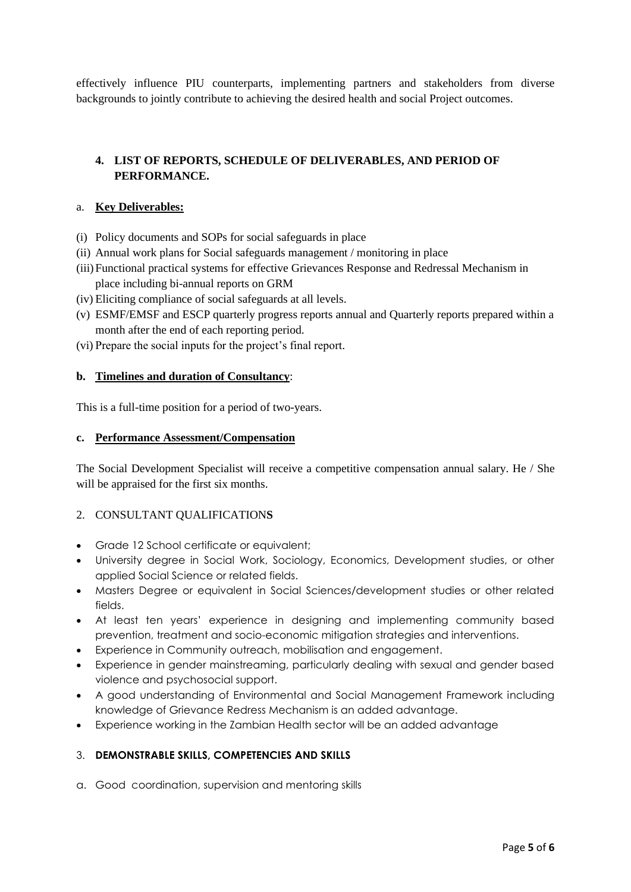effectively influence PIU counterparts, implementing partners and stakeholders from diverse backgrounds to jointly contribute to achieving the desired health and social Project outcomes.

## 4. LIST OF REPORTS, SCHEDULE OF DELIVERABLES, AND PERIOD OF PERFORMANCE.

a. **Key Deliverables:**

(i) Policy documents and SOPs for social safeguards in place
(ii) Annual work plans for Social safeguards management / monitoring in place
(iii) Functional practical systems for effective Grievances Response and Redressal Mechanism in place including bi-annual reports on GRM
(iv) Eliciting compliance of social safeguards at all levels.
(v) ESMF/EMSF and ESCP quarterly progress reports annual and Quarterly reports prepared within a month after the end of each reporting period.
(vi) Prepare the social inputs for the project's final report.

**b. Timelines and duration of Consultancy**:

This is a full-time position for a period of two-years.

**c. Performance Assessment/Compensation**

The Social Development Specialist will receive a competitive compensation annual salary. He / She will be appraised for the first six months.

## 2. CONSULTANT QUALIFICATIONS

- Grade 12 School certificate or equivalent;
- University degree in Social Work, Sociology, Economics, Development studies, or other applied Social Science or related fields.
- Masters Degree or equivalent in Social Sciences/development studies or other related fields.
- At least ten years' experience in designing and implementing community based prevention, treatment and socio-economic mitigation strategies and interventions.
- Experience in Community outreach, mobilisation and engagement.
- Experience in gender mainstreaming, particularly dealing with sexual and gender based violence and psychosocial support.
- A good understanding of Environmental and Social Management Framework including knowledge of Grievance Redress Mechanism is an added advantage.
- Experience working in the Zambian Health sector will be an added advantage

## 3. DEMONSTRABLE SKILLS, COMPETENCIES AND SKILLS

a. Good coordination, supervision and mentoring skills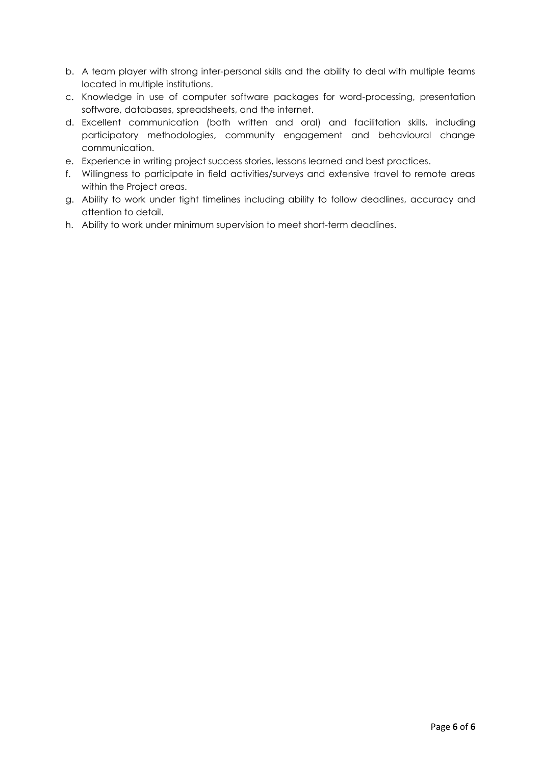b. A team player with strong inter-personal skills and the ability to deal with multiple teams located in multiple institutions.
c. Knowledge in use of computer software packages for word-processing, presentation software, databases, spreadsheets, and the internet.
d. Excellent communication (both written and oral) and facilitation skills, including participatory methodologies, community engagement and behavioural change communication.
e. Experience in writing project success stories, lessons learned and best practices.
f. Willingness to participate in field activities/surveys and extensive travel to remote areas within the Project areas.
g. Ability to work under tight timelines including ability to follow deadlines, accuracy and attention to detail.
h. Ability to work under minimum supervision to meet short-term deadlines.